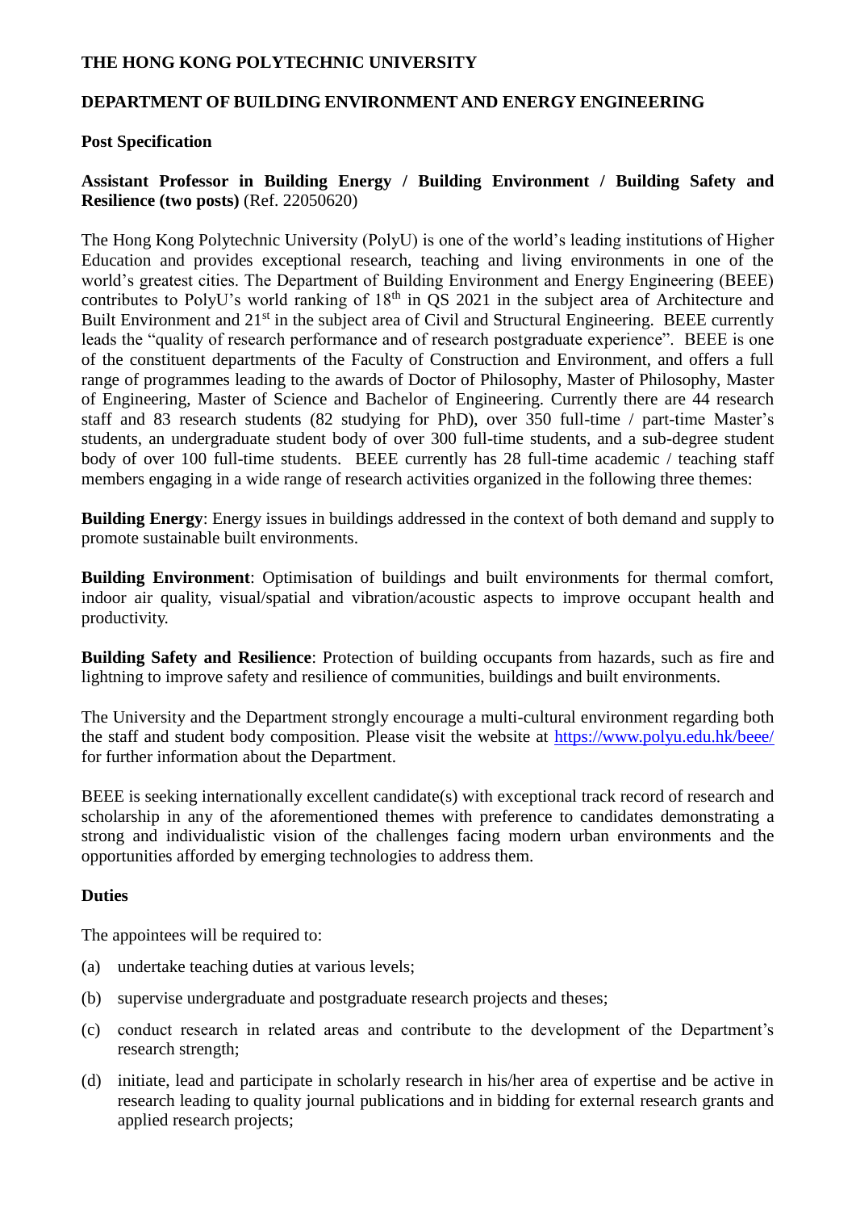**THE HONG KONG POLYTECHNIC UNIVERSITY**

**DEPARTMENT OF BUILDING ENVIRONMENT AND ENERGY ENGINEERING**

**Post Specification**

**Assistant Professor in Building Energy / Building Environment / Building Safety and Resilience (two posts)** (Ref. 22050620)

The Hong Kong Polytechnic University (PolyU) is one of the world's leading institutions of Higher Education and provides exceptional research, teaching and living environments in one of the world's greatest cities. The Department of Building Environment and Energy Engineering (BEEE) contributes to PolyU's world ranking of 18th in QS 2021 in the subject area of Architecture and Built Environment and 21st in the subject area of Civil and Structural Engineering. BEEE currently leads the "quality of research performance and of research postgraduate experience". BEEE is one of the constituent departments of the Faculty of Construction and Environment, and offers a full range of programmes leading to the awards of Doctor of Philosophy, Master of Philosophy, Master of Engineering, Master of Science and Bachelor of Engineering. Currently there are 44 research staff and 83 research students (82 studying for PhD), over 350 full-time / part-time Master's students, an undergraduate student body of over 300 full-time students, and a sub-degree student body of over 100 full-time students. BEEE currently has 28 full-time academic / teaching staff members engaging in a wide range of research activities organized in the following three themes:

**Building Energy**: Energy issues in buildings addressed in the context of both demand and supply to promote sustainable built environments.

**Building Environment**: Optimisation of buildings and built environments for thermal comfort, indoor air quality, visual/spatial and vibration/acoustic aspects to improve occupant health and productivity.

**Building Safety and Resilience**: Protection of building occupants from hazards, such as fire and lightning to improve safety and resilience of communities, buildings and built environments.

The University and the Department strongly encourage a multi-cultural environment regarding both the staff and student body composition. Please visit the website at https://www.polyu.edu.hk/beee/ for further information about the Department.

BEEE is seeking internationally excellent candidate(s) with exceptional track record of research and scholarship in any of the aforementioned themes with preference to candidates demonstrating a strong and individualistic vision of the challenges facing modern urban environments and the opportunities afforded by emerging technologies to address them.

**Duties**

The appointees will be required to:

(a) undertake teaching duties at various levels;

(b) supervise undergraduate and postgraduate research projects and theses;

(c) conduct research in related areas and contribute to the development of the Department's research strength;

(d) initiate, lead and participate in scholarly research in his/her area of expertise and be active in research leading to quality journal publications and in bidding for external research grants and applied research projects;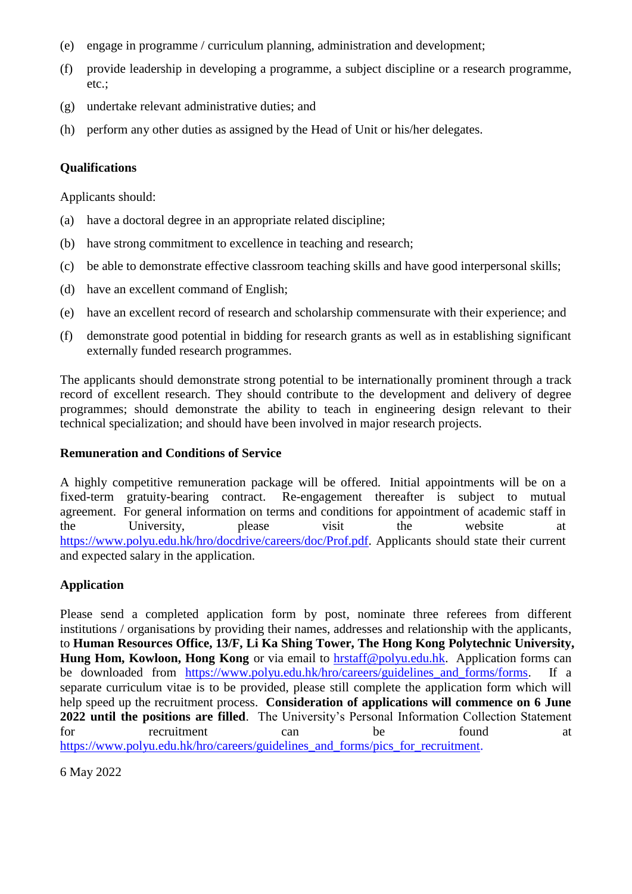(e) engage in programme / curriculum planning, administration and development;

(f) provide leadership in developing a programme, a subject discipline or a research programme, etc.;

(g) undertake relevant administrative duties; and

(h) perform any other duties as assigned by the Head of Unit or his/her delegates.

**Qualifications**

Applicants should:

(a) have a doctoral degree in an appropriate related discipline;

(b) have strong commitment to excellence in teaching and research;

(c) be able to demonstrate effective classroom teaching skills and have good interpersonal skills;

(d) have an excellent command of English;

(e) have an excellent record of research and scholarship commensurate with their experience; and

(f) demonstrate good potential in bidding for research grants as well as in establishing significant externally funded research programmes.

The applicants should demonstrate strong potential to be internationally prominent through a track record of excellent research. They should contribute to the development and delivery of degree programmes; should demonstrate the ability to teach in engineering design relevant to their technical specialization; and should have been involved in major research projects.

**Remuneration and Conditions of Service**

A highly competitive remuneration package will be offered. Initial appointments will be on a fixed-term gratuity-bearing contract. Re-engagement thereafter is subject to mutual agreement. For general information on terms and conditions for appointment of academic staff in the University, please visit the website at https://www.polyu.edu.hk/hro/docdrive/careers/doc/Prof.pdf. Applicants should state their current and expected salary in the application.

**Application**

Please send a completed application form by post, nominate three referees from different institutions / organisations by providing their names, addresses and relationship with the applicants, to **Human Resources Office, 13/F, Li Ka Shing Tower, The Hong Kong Polytechnic University, Hung Hom, Kowloon, Hong Kong** or via email to hrstaff@polyu.edu.hk. Application forms can be downloaded from https://www.polyu.edu.hk/hro/careers/guidelines_and_forms/forms. If a separate curriculum vitae is to be provided, please still complete the application form which will help speed up the recruitment process. **Consideration of applications will commence on 6 June 2022 until the positions are filled**. The University's Personal Information Collection Statement for recruitment can be found at https://www.polyu.edu.hk/hro/careers/guidelines_and_forms/pics_for_recruitment.

6 May 2022